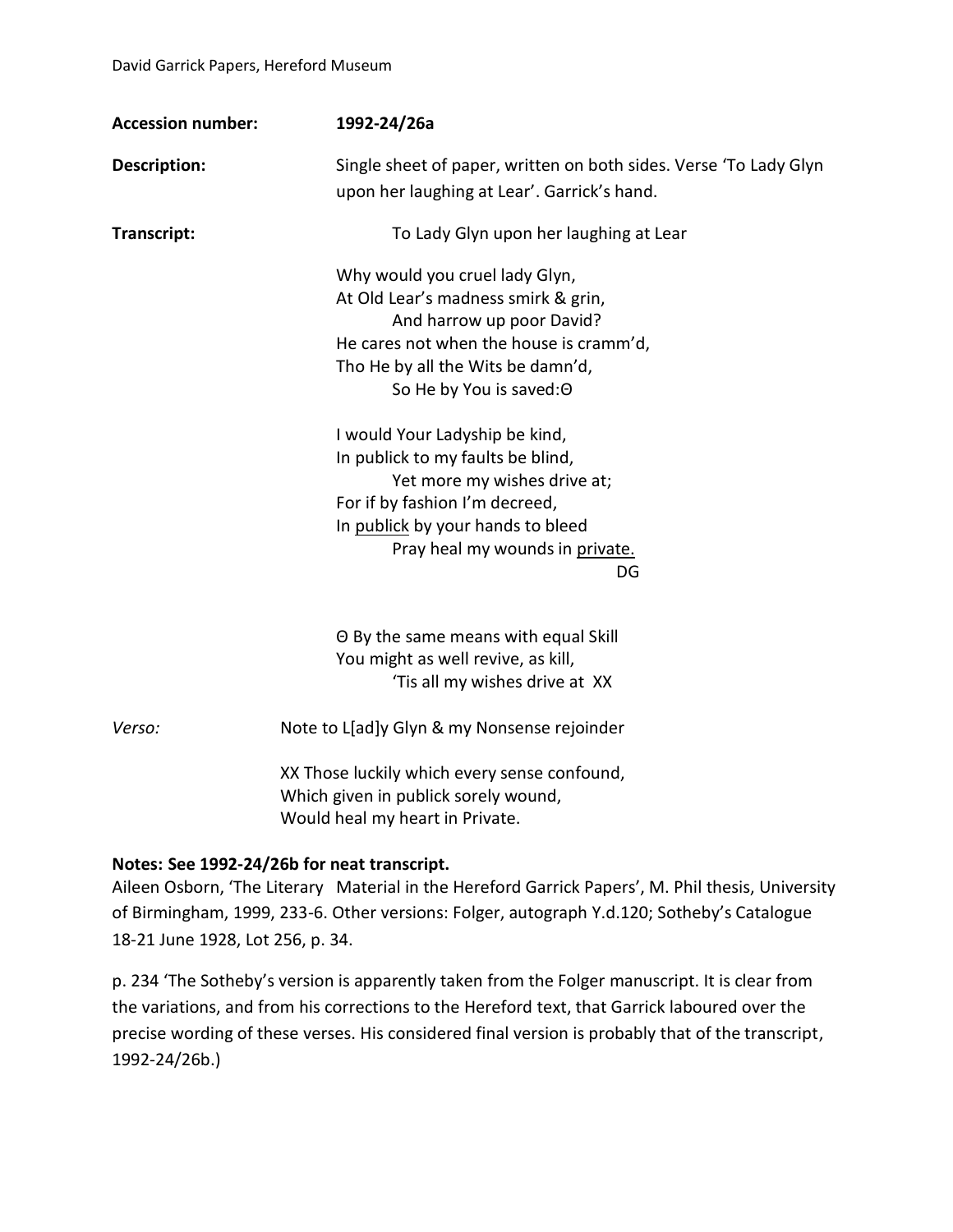David Garrick Papers, Hereford Museum

**Accession number:** **1992-24/26a**

**Description:** Single sheet of paper, written on both sides. Verse 'To Lady Glyn upon her laughing at Lear'. Garrick's hand.

**Transcript:**

To Lady Glyn upon her laughing at Lear

Why would you cruel lady Glyn,
At Old Lear's madness smirk & grin,
    And harrow up poor David?
He cares not when the house is cramm'd,
Tho He by all the Wits be damn'd,
    So He by You is saved:Θ

I would Your Ladyship be kind,
In publick to my faults be blind,
    Yet more my wishes drive at;
For if by fashion I'm decreed,
In <u>publick</u> by your hands to bleed
    Pray heal my wounds in <u>private.</u>
                                        DG

Θ By the same means with equal Skill
You might as well revive, as kill,
    'Tis all my wishes drive at XX

*Verso:* Note to L[ad]y Glyn & my Nonsense rejoinder

XX Those luckily which every sense confound,
Which given in publick sorely wound,
Would heal my heart in Private.

**Notes: See 1992-24/26b for neat transcript.**

Aileen Osborn, 'The Literary Material in the Hereford Garrick Papers', M. Phil thesis, University of Birmingham, 1999, 233-6. Other versions: Folger, autograph Y.d.120; Sotheby's Catalogue 18-21 June 1928, Lot 256, p. 34.

p. 234 'The Sotheby's version is apparently taken from the Folger manuscript. It is clear from the variations, and from his corrections to the Hereford text, that Garrick laboured over the precise wording of these verses. His considered final version is probably that of the transcript, 1992-24/26b.)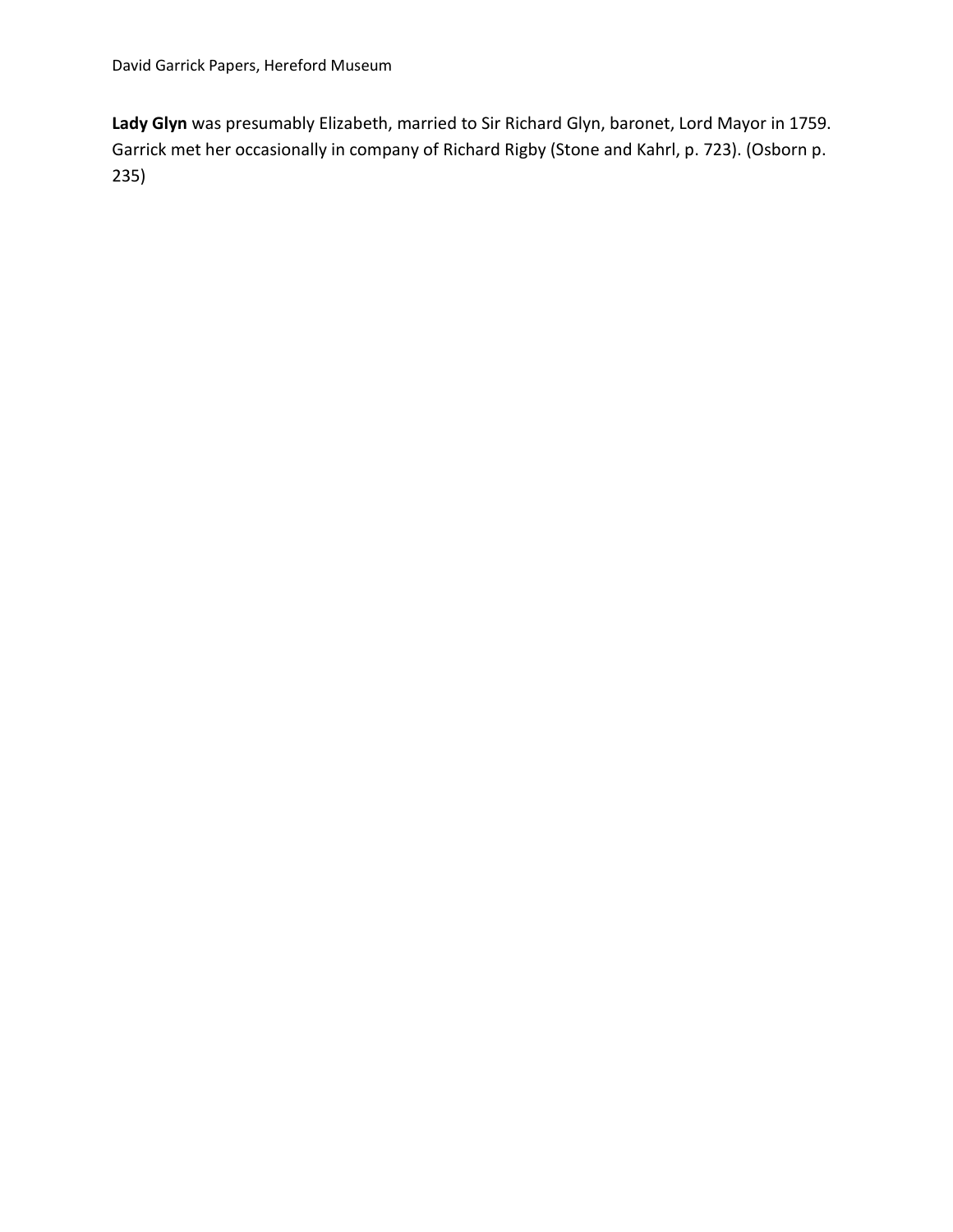**Lady Glyn** was presumably Elizabeth, married to Sir Richard Glyn, baronet, Lord Mayor in 1759. Garrick met her occasionally in company of Richard Rigby (Stone and Kahrl, p. 723). (Osborn p. 235)